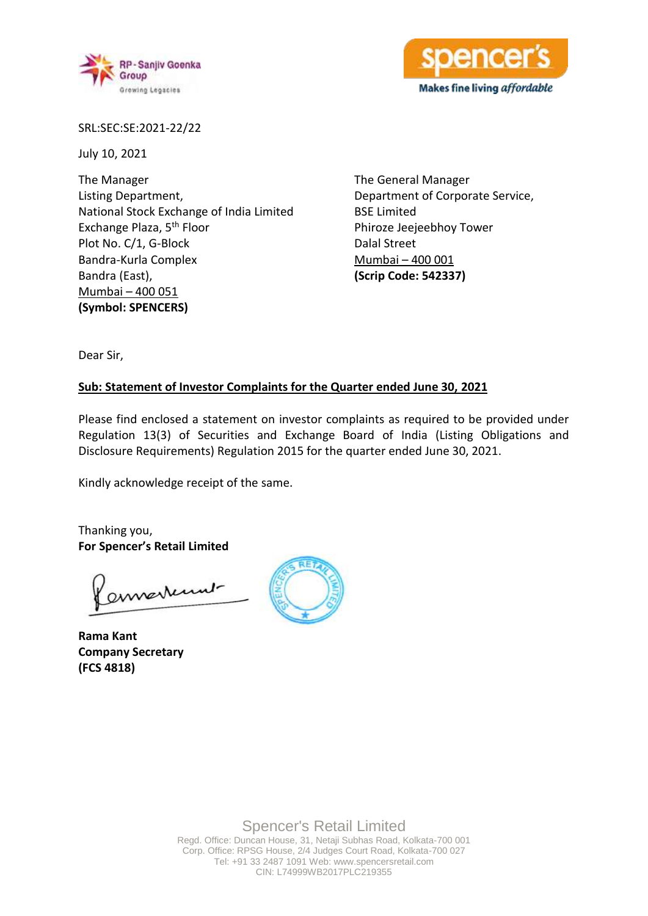SRL:SEC:SE:2021-22/22

July 10, 2021

The Manager
Listing Department,
National Stock Exchange of India Limited
Exchange Plaza, 5th Floor
Plot No. C/1, G-Block
Bandra-Kurla Complex
Bandra (East),
Mumbai – 400 051
**(Symbol: SPENCERS)**

The General Manager
Department of Corporate Service,
BSE Limited
Phiroze Jeejeebhoy Tower
Dalal Street
Mumbai – 400 001
**(Scrip Code: 542337)**

Dear Sir,

**Sub: Statement of Investor Complaints for the Quarter ended June 30, 2021**

Please find enclosed a statement on investor complaints as required to be provided under Regulation 13(3) of Securities and Exchange Board of India (Listing Obligations and Disclosure Requirements) Regulation 2015 for the quarter ended June 30, 2021.

Kindly acknowledge receipt of the same.

Thanking you,
**For Spencer's Retail Limited**

**Rama Kant**
**Company Secretary**
**(FCS 4818)**

Spencer's Retail Limited
Regd. Office: Duncan House, 31, Netaji Subhas Road, Kolkata-700 001
Corp. Office: RPSG House, 2/4 Judges Court Road, Kolkata-700 027
Tel: +91 33 2487 1091 Web: www.spencersretail.com
CIN: L74999WB2017PLC219355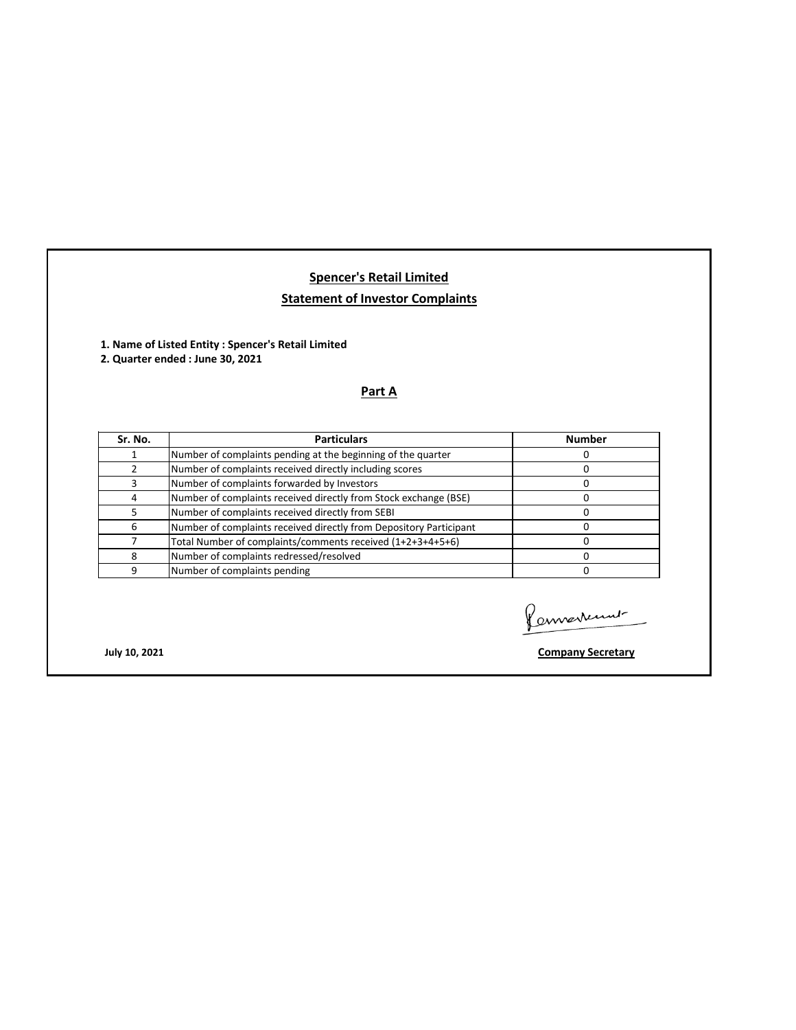# Spencer's Retail Limited

## Statement of Investor Complaints

**1. Name of Listed Entity : Spencer's Retail Limited**
**2. Quarter ended : June 30, 2021**

### Part A

| Sr. No. | Particulars | Number |
|---|---|---|
| 1 | Number of complaints pending at the beginning of the quarter | 0 |
| 2 | Number of complaints received directly including scores | 0 |
| 3 | Number of complaints forwarded by Investors | 0 |
| 4 | Number of complaints received directly from Stock exchange (BSE) | 0 |
| 5 | Number of complaints received directly from SEBI | 0 |
| 6 | Number of complaints received directly from Depository Participant | 0 |
| 7 | Total Number of complaints/comments received (1+2+3+4+5+6) | 0 |
| 8 | Number of complaints redressed/resolved | 0 |
| 9 | Number of complaints pending | 0 |

**July 10, 2021**

**Company Secretary**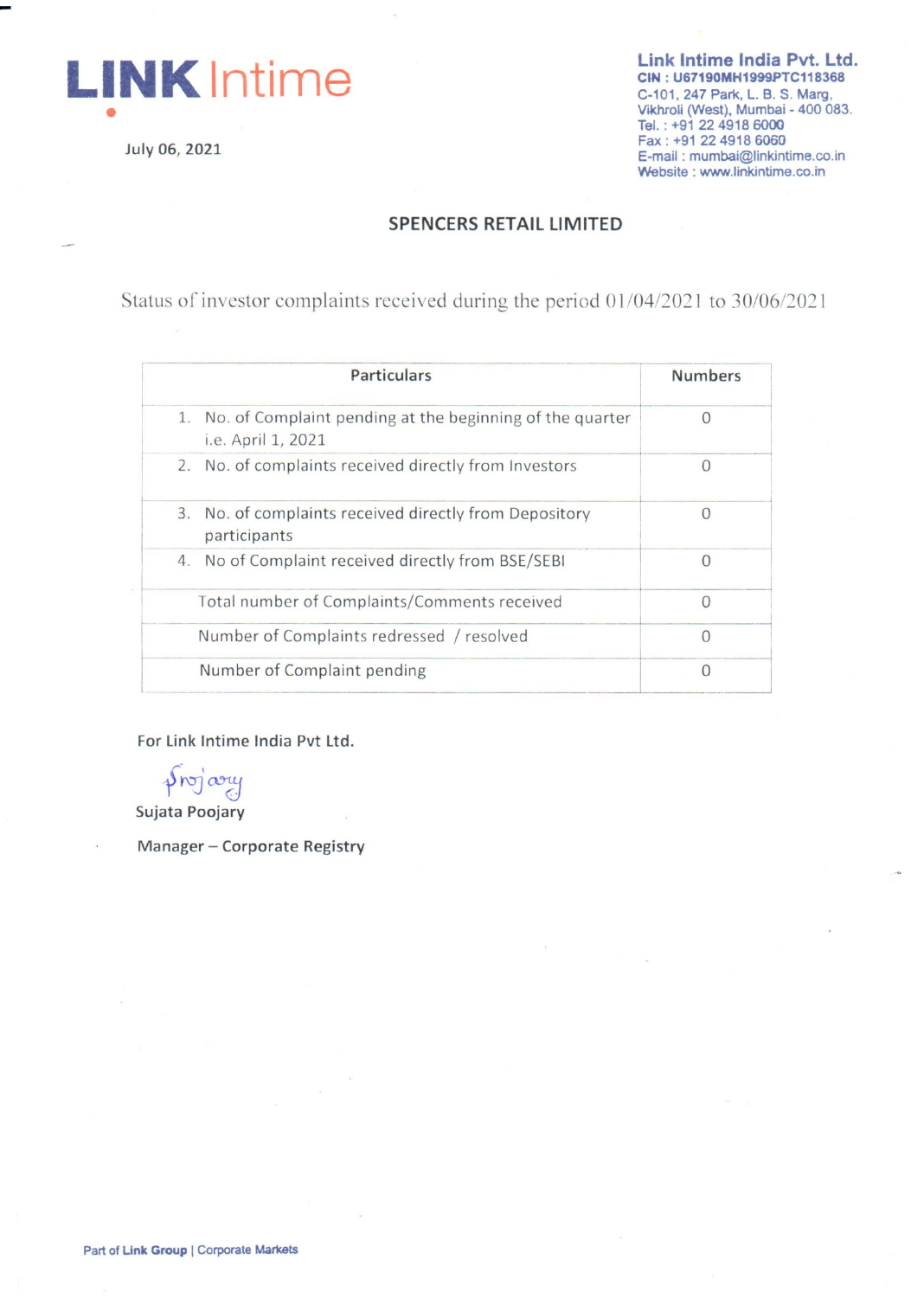LINK Intime

July 06, 2021

**Link Intime India Pvt. Ltd.**
CIN : U67190MH1999PTC118368
C-101, 247 Park, L. B. S. Marg,
Vikhroli (West), Mumbai - 400 083.
Tel. : +91 22 4918 6000
Fax : +91 22 4918 6060
E-mail : mumbai@linkintime.co.in
Website : www.linkintime.co.in

## SPENCERS RETAIL LIMITED

Status of investor complaints received during the period 01/04/2021 to 30/06/2021

| Particulars | Numbers |
|---|---|
| 1. No. of Complaint pending at the beginning of the quarter i.e. April 1, 2021 | 0 |
| 2. No. of complaints received directly from Investors | 0 |
| 3. No. of complaints received directly from Depository participants | 0 |
| 4. No of Complaint received directly from BSE/SEBI | 0 |
| Total number of Complaints/Comments received | 0 |
| Number of Complaints redressed / resolved | 0 |
| Number of Complaint pending | 0 |

For Link Intime India Pvt Ltd.

Sujata Poojary

Manager – Corporate Registry

Part of **Link Group** | Corporate Markets